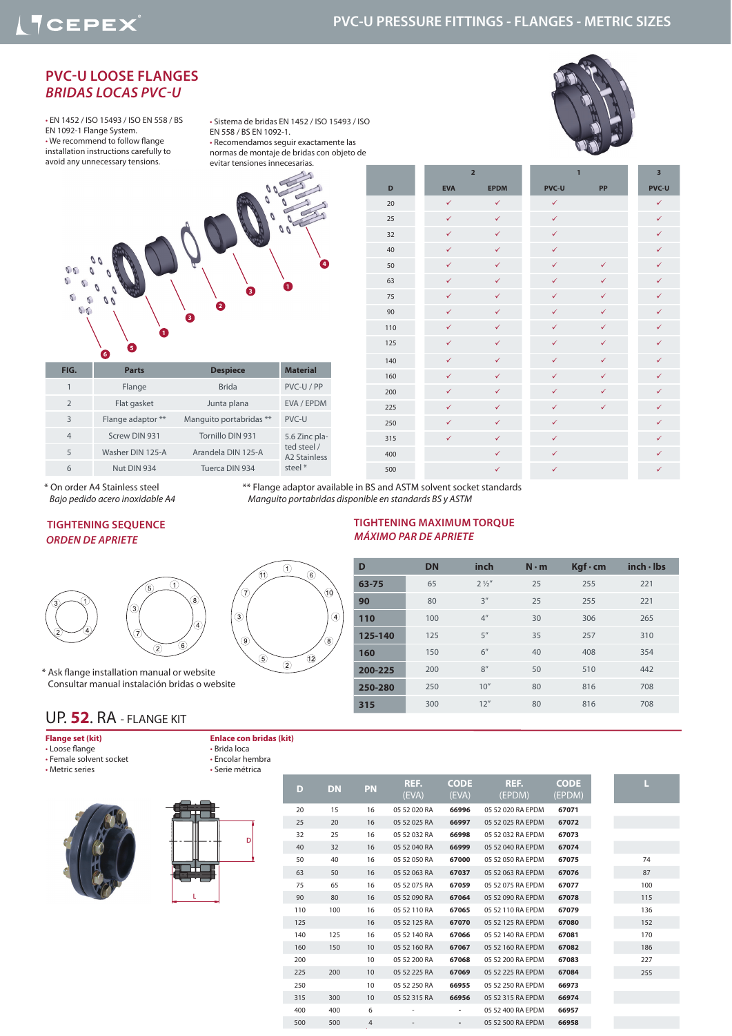# PVC-U LOOSE FLANGES
## *BRIDAS LOCAS PVC-U*

• EN 1452 / ISO 15493 / ISO EN 558 / BS EN 1092-1 Flange System.
• We recommend to follow flange installation instructions carefully to avoid any unnecessary tensions.

• Sistema de bridas EN 1452 / ISO 15493 / ISO EN 558 / BS EN 1092-1.
• Recomendamos seguir exactamente las normas de montaje de bridas con objeto de evitar tensiones innecesarias.

| FIG. | Parts | Despiece | Material |
|---|---|---|---|
| 1 | Flange | Brida | PVC-U / PP |
| 2 | Flat gasket | Junta plana | EVA / EPDM |
| 3 | Flange adaptor ** | Manguito portabridas ** | PVC-U |
| 4 | Screw DIN 931 | Tornillo DIN 931 | 5.6 Zinc plated steel / A2 Stainless steel * |
| 5 | Washer DIN 125-A | Arandela DIN 125-A | |
| 6 | Nut DIN 934 | Tuerca DIN 934 | |

| D | 2 | | 1 | | 3 |
|---|---|---|---|---|---|
| | EVA | EPDM | PVC-U | PP | PVC-U |
| 20 | ✓ | ✓ | ✓ | | ✓ |
| 25 | ✓ | ✓ | ✓ | | ✓ |
| 32 | ✓ | ✓ | ✓ | | ✓ |
| 40 | ✓ | ✓ | ✓ | | ✓ |
| 50 | ✓ | ✓ | ✓ | ✓ | ✓ |
| 63 | ✓ | ✓ | ✓ | ✓ | ✓ |
| 75 | ✓ | ✓ | ✓ | ✓ | ✓ |
| 90 | ✓ | ✓ | ✓ | ✓ | ✓ |
| 110 | ✓ | ✓ | ✓ | ✓ | ✓ |
| 125 | ✓ | ✓ | ✓ | ✓ | ✓ |
| 140 | ✓ | ✓ | ✓ | ✓ | ✓ |
| 160 | ✓ | ✓ | ✓ | ✓ | ✓ |
| 200 | ✓ | ✓ | ✓ | ✓ | ✓ |
| 225 | ✓ | ✓ | ✓ | ✓ | ✓ |
| 250 | ✓ | ✓ | ✓ | | ✓ |
| 315 | ✓ | ✓ | ✓ | | ✓ |
| 400 | | ✓ | ✓ | | ✓ |
| 500 | | ✓ | ✓ | | ✓ |

\* On order A4 Stainless steel
*Bajo pedido acero inoxidable A4*

** Flange adaptor available in BS and ASTM solvent socket standards
*Manguito portabridas disponible en standards BS y ASTM*

## TIGHTENING SEQUENCE
### *ORDEN DE APRIETE*

\* Ask flange installation manual or website
Consultar manual instalación bridas o website

## TIGHTENING MAXIMUM TORQUE
### *MÁXIMO PAR DE APRIETE*

| D | DN | inch | N · m | Kgf · cm | inch · lbs |
|---|---|---|---|---|---|
| **63-75** | 65 | 2 ½" | 25 | 255 | 221 |
| **90** | 80 | 3" | 25 | 255 | 221 |
| **110** | 100 | 4" | 30 | 306 | 265 |
| **125-140** | 125 | 5" | 35 | 257 | 310 |
| **160** | 150 | 6" | 40 | 408 | 354 |
| **200-225** | 200 | 8" | 50 | 510 | 442 |
| **250-280** | 250 | 10" | 80 | 816 | 708 |
| **315** | 300 | 12" | 80 | 816 | 708 |

## UP. **52**. RA - FLANGE KIT

**Flange set (kit)**
• Loose flange
• Female solvent socket
• Metric series

**Enlace con bridas (kit)**
• Brida loca
• Encolar hembra
• Serie métrica

| D | DN | PN | REF. (EVA) | CODE (EVA) | REF. (EPDM) | CODE (EPDM) | L |
|---|---|---|---|---|---|---|---|
| 20 | 15 | 16 | 05 52 020 RA | **66996** | 05 52 020 RA EPDM | **67071** | |
| 25 | 20 | 16 | 05 52 025 RA | **66997** | 05 52 025 RA EPDM | **67072** | |
| 32 | 25 | 16 | 05 52 032 RA | **66998** | 05 52 032 RA EPDM | **67073** | |
| 40 | 32 | 16 | 05 52 040 RA | **66999** | 05 52 040 RA EPDM | **67074** | |
| 50 | 40 | 16 | 05 52 050 RA | **67000** | 05 52 050 RA EPDM | **67075** | 74 |
| 63 | 50 | 16 | 05 52 063 RA | **67037** | 05 52 063 RA EPDM | **67076** | 87 |
| 75 | 65 | 16 | 05 52 075 RA | **67059** | 05 52 075 RA EPDM | **67077** | 100 |
| 90 | 80 | 16 | 05 52 090 RA | **67064** | 05 52 090 RA EPDM | **67078** | 115 |
| 110 | 100 | 16 | 05 52 110 RA | **67065** | 05 52 110 RA EPDM | **67079** | 136 |
| 125 | | 16 | 05 52 125 RA | **67070** | 05 52 125 RA EPDM | **67080** | 152 |
| 140 | 125 | 16 | 05 52 140 RA | **67066** | 05 52 140 RA EPDM | **67081** | 170 |
| 160 | 150 | 10 | 05 52 160 RA | **67067** | 05 52 160 RA EPDM | **67082** | 186 |
| 200 | | 10 | 05 52 200 RA | **67068** | 05 52 200 RA EPDM | **67083** | 227 |
| 225 | 200 | 10 | 05 52 225 RA | **67069** | 05 52 225 RA EPDM | **67084** | 255 |
| 250 | | 10 | 05 52 250 RA | **66955** | 05 52 250 RA EPDM | **66973** | |
| 315 | 300 | 10 | 05 52 315 RA | **66956** | 05 52 315 RA EPDM | **66974** | |
| 400 | 400 | 6 | - | - | 05 52 400 RA EPDM | **66957** | |
| 500 | 500 | 4 | - | - | 05 52 500 RA EPDM | **66958** | |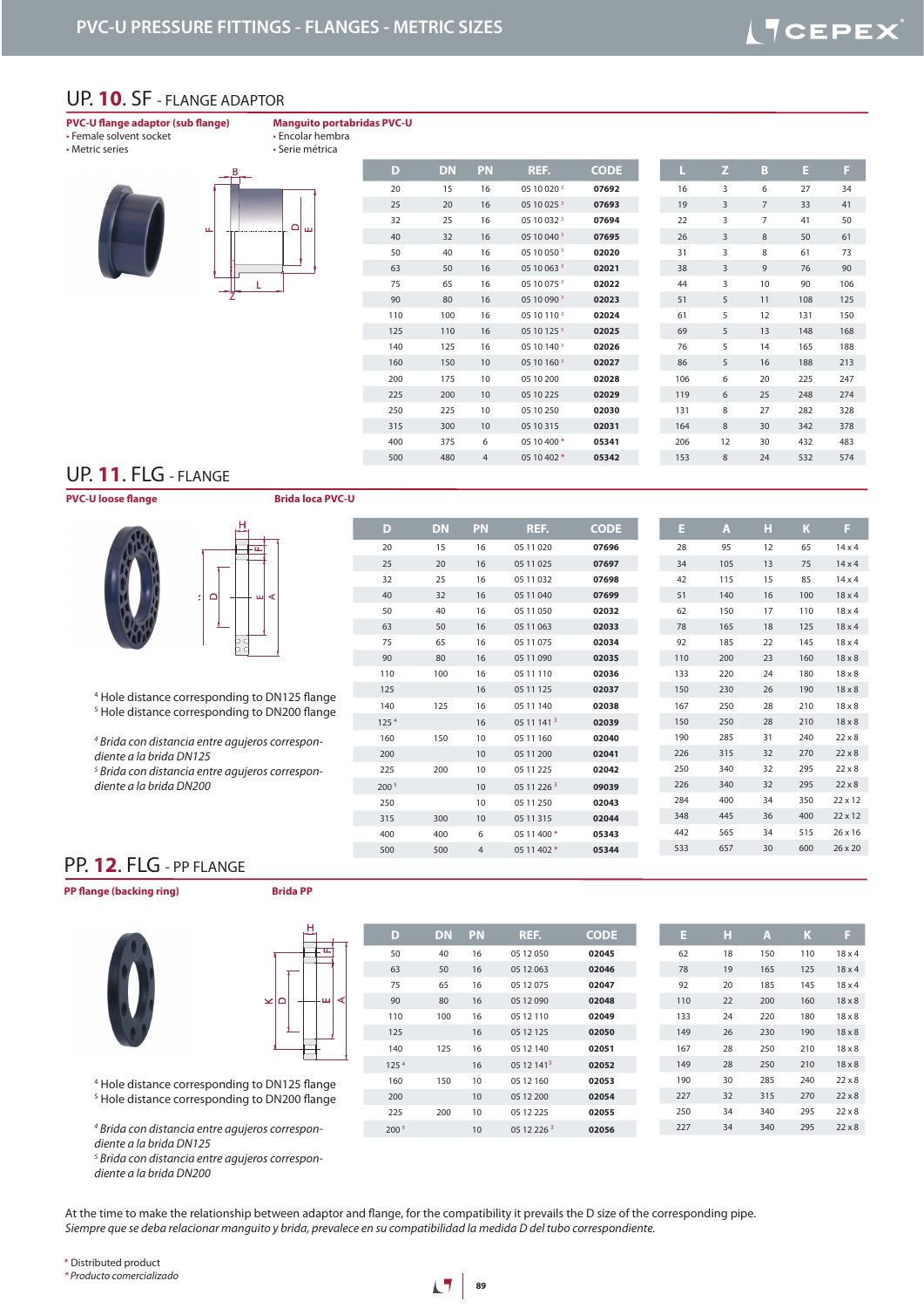## UP. 10. SF - FLANGE ADAPTOR

**PVC-U flange adaptor (sub flange)**
- Female solvent socket
- Metric series

**Manguito portabridas PVC-U**
- Encolar hembra
- Serie métrica

| D | DN | PN | REF. | CODE | L | Z | B | E | F |
|---|---|---|---|---|---|---|---|---|---|
| 20 | 15 | 16 | 05 10 020 [3] | 07692 | 16 | 3 | 6 | 27 | 34 |
| 25 | 20 | 16 | 05 10 025 [3] | 07693 | 19 | 3 | 7 | 33 | 41 |
| 32 | 25 | 16 | 05 10 032 [3] | 07694 | 22 | 3 | 7 | 41 | 50 |
| 40 | 32 | 16 | 05 10 040 [3] | 07695 | 26 | 3 | 8 | 50 | 61 |
| 50 | 40 | 16 | 05 10 050 [3] | 02020 | 31 | 3 | 8 | 61 | 73 |
| 63 | 50 | 16 | 05 10 063 [3] | 02021 | 38 | 3 | 9 | 76 | 90 |
| 75 | 65 | 16 | 05 10 075 [3] | 02022 | 44 | 3 | 10 | 90 | 106 |
| 90 | 80 | 16 | 05 10 090 [3] | 02023 | 51 | 5 | 11 | 108 | 125 |
| 110 | 100 | 16 | 05 10 110 [3] | 02024 | 61 | 5 | 12 | 131 | 150 |
| 125 | 110 | 16 | 05 10 125 [3] | 02025 | 69 | 5 | 13 | 148 | 168 |
| 140 | 125 | 16 | 05 10 140 [3] | 02026 | 76 | 5 | 14 | 165 | 188 |
| 160 | 150 | 10 | 05 10 160 [3] | 02027 | 86 | 5 | 16 | 188 | 213 |
| 200 | 175 | 10 | 05 10 200 | 02028 | 106 | 6 | 20 | 225 | 247 |
| 225 | 200 | 10 | 05 10 225 | 02029 | 119 | 6 | 25 | 248 | 274 |
| 250 | 225 | 10 | 05 10 250 | 02030 | 131 | 8 | 27 | 282 | 328 |
| 315 | 300 | 10 | 05 10 315 | 02031 | 164 | 8 | 30 | 342 | 378 |
| 400 | 375 | 6 | 05 10 400 * | 05341 | 206 | 12 | 30 | 432 | 483 |
| 500 | 480 | 4 | 05 10 402 * | 05342 | 153 | 8 | 24 | 532 | 574 |

## UP. 11. FLG - FLANGE

**PVC-U loose flange**

**Brida loca PVC-U**

| D | DN | PN | REF. | CODE | E | A | H | K | F |
|---|---|---|---|---|---|---|---|---|---|
| 20 | 15 | 16 | 05 11 020 | 07696 | 28 | 95 | 12 | 65 | 14 x 4 |
| 25 | 20 | 16 | 05 11 025 | 07697 | 34 | 105 | 13 | 75 | 14 x 4 |
| 32 | 25 | 16 | 05 11 032 | 07698 | 42 | 115 | 15 | 85 | 14 x 4 |
| 40 | 32 | 16 | 05 11 040 | 07699 | 51 | 140 | 16 | 100 | 18 x 4 |
| 50 | 40 | 16 | 05 11 050 | 02032 | 62 | 150 | 17 | 110 | 18 x 4 |
| 63 | 50 | 16 | 05 11 063 | 02033 | 78 | 165 | 18 | 125 | 18 x 4 |
| 75 | 65 | 16 | 05 11 075 | 02034 | 92 | 185 | 22 | 145 | 18 x 4 |
| 90 | 80 | 16 | 05 11 090 | 02035 | 110 | 200 | 23 | 160 | 18 x 8 |
| 110 | 100 | 16 | 05 11 110 | 02036 | 133 | 220 | 24 | 180 | 18 x 8 |
| 125 | | 16 | 05 11 125 | 02037 | 150 | 230 | 26 | 190 | 18 x 8 |
| 140 | 125 | 16 | 05 11 140 | 02038 | 167 | 250 | 28 | 210 | 18 x 8 |
| 125 [4] | | 16 | 05 11 141 [3] | 02039 | 150 | 250 | 28 | 210 | 18 x 8 |
| 160 | 150 | 10 | 05 11 160 | 02040 | 190 | 285 | 31 | 240 | 22 x 8 |
| 200 | | 10 | 05 11 200 | 02041 | 226 | 315 | 32 | 270 | 22 x 8 |
| 225 | 200 | 10 | 05 11 225 | 02042 | 250 | 340 | 32 | 295 | 22 x 8 |
| 200 [5] | | 10 | 05 11 226 [3] | 09039 | 226 | 340 | 32 | 295 | 22 x 8 |
| 250 | | 10 | 05 11 250 | 02043 | 284 | 400 | 34 | 350 | 22 x 12 |
| 315 | 300 | 10 | 05 11 315 | 02044 | 348 | 445 | 36 | 400 | 22 x 12 |
| 400 | 400 | 6 | 05 11 400 * | 05343 | 442 | 565 | 34 | 515 | 26 x 16 |
| 500 | 500 | 4 | 05 11 402 * | 05344 | 533 | 657 | 30 | 600 | 26 x 20 |

[4] Hole distance corresponding to DN125 flange
[5] Hole distance corresponding to DN200 flange

*[4] Brida con distancia entre agujeros correspondiente a la brida DN125*
*[5] Brida con distancia entre agujeros correspondiente a la brida DN200*

## PP. 12. FLG - PP FLANGE

**PP flange (backing ring)**

**Brida PP**

| D | DN | PN | REF. | CODE | E | H | A | K | F |
|---|---|---|---|---|---|---|---|---|---|
| 50 | 40 | 16 | 05 12 050 | 02045 | 62 | 18 | 150 | 110 | 18 x 4 |
| 63 | 50 | 16 | 05 12 063 | 02046 | 78 | 19 | 165 | 125 | 18 x 4 |
| 75 | 65 | 16 | 05 12 075 | 02047 | 92 | 20 | 185 | 145 | 18 x 4 |
| 90 | 80 | 16 | 05 12 090 | 02048 | 110 | 22 | 200 | 160 | 18 x 8 |
| 110 | 100 | 16 | 05 12 110 | 02049 | 133 | 24 | 220 | 180 | 18 x 8 |
| 125 | | 16 | 05 12 125 | 02050 | 149 | 26 | 230 | 190 | 18 x 8 |
| 140 | 125 | 16 | 05 12 140 | 02051 | 167 | 28 | 250 | 210 | 18 x 8 |
| 125 [4] | | 16 | 05 12 141 [3] | 02052 | 149 | 28 | 250 | 210 | 18 x 8 |
| 160 | 150 | 10 | 05 12 160 | 02053 | 190 | 30 | 285 | 240 | 22 x 8 |
| 200 | | 10 | 05 12 200 | 02054 | 227 | 32 | 315 | 270 | 22 x 8 |
| 225 | 200 | 10 | 05 12 225 | 02055 | 250 | 34 | 340 | 295 | 22 x 8 |
| 200 [5] | | 10 | 05 12 226 [3] | 02056 | 227 | 34 | 340 | 295 | 22 x 8 |

[4] Hole distance corresponding to DN125 flange
[5] Hole distance corresponding to DN200 flange

*[4] Brida con distancia entre agujeros correspondiente a la brida DN125*
*[5] Brida con distancia entre agujeros correspondiente a la brida DN200*

At the time to make the relationship between adaptor and flange, for the compatibility it prevails the D size of the corresponding pipe.
*Siempre que se deba relacionar manguito y brida, prevalece en su compatibilidad la medida D del tubo correspondiente.*

\* Distributed product
*\* Producto comercializado*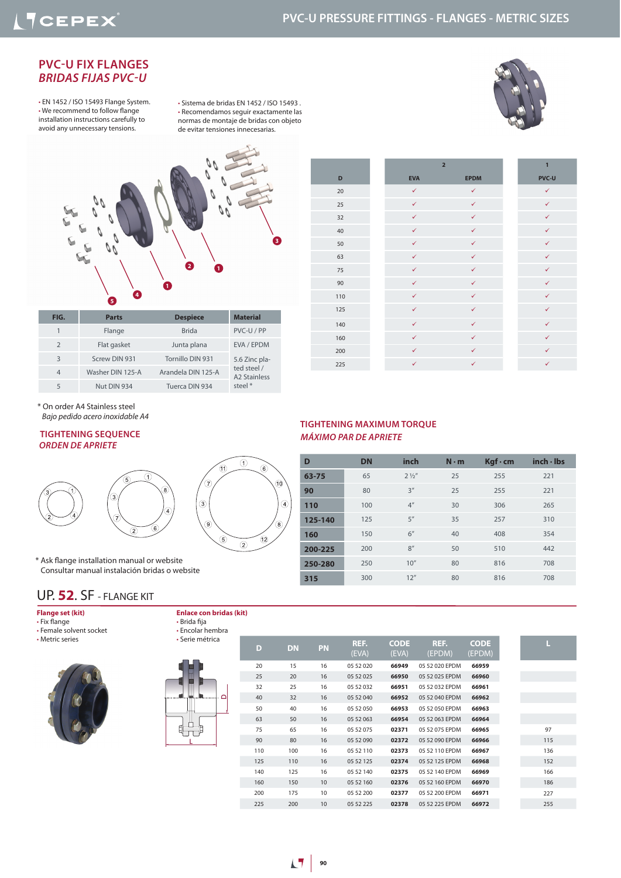## PVC-U FIX FLANGES
## *BRIDAS FIJAS PVC-U*

- EN 1452 / ISO 15493 Flange System.
- We recommend to follow flange installation instructions carefully to avoid any unnecessary tensions.

- Sistema de bridas EN 1452 / ISO 15493 .
- Recomendamos seguir exactamente las normas de montaje de bridas con objeto de evitar tensiones innecesarias.

| FIG. | Parts | Despiece | Material |
|---|---|---|---|
| 1 | Flange | Brida | PVC-U / PP |
| 2 | Flat gasket | Junta plana | EVA / EPDM |
| 3 | Screw DIN 931 | Tornillo DIN 931 | 5.6 Zinc plated steel / A2 Stainless steel * |
| 4 | Washer DIN 125-A | Arandela DIN 125-A | |
| 5 | Nut DIN 934 | Tuerca DIN 934 | |

\* On order A4 Stainless steel
*Bajo pedido acero inoxidable A4*

| D | 2 | | 1 |
|---|---|---|---|
| | EVA | EPDM | PVC-U |
| 20 | ✓ | ✓ | ✓ |
| 25 | ✓ | ✓ | ✓ |
| 32 | ✓ | ✓ | ✓ |
| 40 | ✓ | ✓ | ✓ |
| 50 | ✓ | ✓ | ✓ |
| 63 | ✓ | ✓ | ✓ |
| 75 | ✓ | ✓ | ✓ |
| 90 | ✓ | ✓ | ✓ |
| 110 | ✓ | ✓ | ✓ |
| 125 | ✓ | ✓ | ✓ |
| 140 | ✓ | ✓ | ✓ |
| 160 | ✓ | ✓ | ✓ |
| 200 | ✓ | ✓ | ✓ |
| 225 | ✓ | ✓ | ✓ |

### TIGHTENING SEQUENCE
### *ORDEN DE APRIETE*

\* Ask flange installation manual or website
Consultar manual instalación bridas o website

### TIGHTENING MAXIMUM TORQUE
### *MÁXIMO PAR DE APRIETE*

| D | DN | inch | N · m | Kgf · cm | inch · lbs |
|---|---|---|---|---|---|
| **63-75** | 65 | 2 ½" | 25 | 255 | 221 |
| **90** | 80 | 3" | 25 | 255 | 221 |
| **110** | 100 | 4" | 30 | 306 | 265 |
| **125-140** | 125 | 5" | 35 | 257 | 310 |
| **160** | 150 | 6" | 40 | 408 | 354 |
| **200-225** | 200 | 8" | 50 | 510 | 442 |
| **250-280** | 250 | 10" | 80 | 816 | 708 |
| **315** | 300 | 12" | 80 | 816 | 708 |

## UP. **52**. SF - FLANGE KIT

**Flange set (kit)**
- Fix flange
- Female solvent socket
- Metric series

**Enlace con bridas (kit)**
- Brida fija
- Encolar hembra
- Serie métrica

| D | DN | PN | REF. (EVA) | CODE (EVA) | REF. (EPDM) | CODE (EPDM) | L |
|---|---|---|---|---|---|---|---|
| 20 | 15 | 16 | 05 52 020 | **66949** | 05 52 020 EPDM | **66959** | |
| 25 | 20 | 16 | 05 52 025 | **66950** | 05 52 025 EPDM | **66960** | |
| 32 | 25 | 16 | 05 52 032 | **66951** | 05 52 032 EPDM | **66961** | |
| 40 | 32 | 16 | 05 52 040 | **66952** | 05 52 040 EPDM | **66962** | |
| 50 | 40 | 16 | 05 52 050 | **66953** | 05 52 050 EPDM | **66963** | |
| 63 | 50 | 16 | 05 52 063 | **66954** | 05 52 063 EPDM | **66964** | |
| 75 | 65 | 16 | 05 52 075 | **02371** | 05 52 075 EPDM | **66965** | 97 |
| 90 | 80 | 16 | 05 52 090 | **02372** | 05 52 090 EPDM | **66966** | 115 |
| 110 | 100 | 16 | 05 52 110 | **02373** | 05 52 110 EPDM | **66967** | 136 |
| 125 | 110 | 16 | 05 52 125 | **02374** | 05 52 125 EPDM | **66968** | 152 |
| 140 | 125 | 16 | 05 52 140 | **02375** | 05 52 140 EPDM | **66969** | 166 |
| 160 | 150 | 10 | 05 52 160 | **02376** | 05 52 160 EPDM | **66970** | 186 |
| 200 | 175 | 10 | 05 52 200 | **02377** | 05 52 200 EPDM | **66971** | 227 |
| 225 | 200 | 10 | 05 52 225 | **02378** | 05 52 225 EPDM | **66972** | 255 |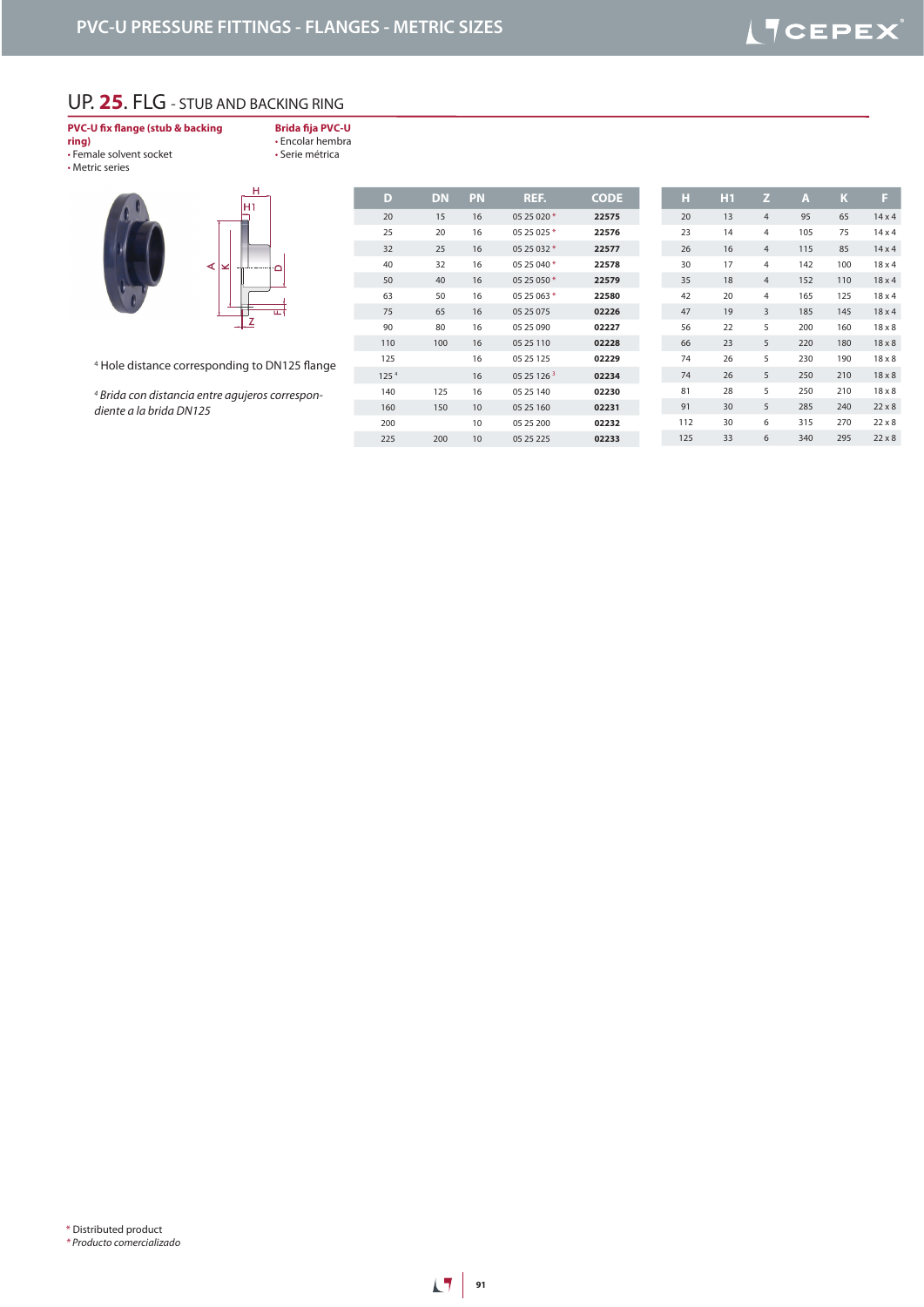## UP. **25**. FLG - STUB AND BACKING RING

**PVC-U fix flange (stub & backing ring)**
- Female solvent socket
- Metric series

**Brida fija PVC-U**
- Encolar hembra
- Serie métrica

[4] Hole distance corresponding to DN125 flange

*[4] Brida con distancia entre agujeros correspondiente a la brida DN125*

| D | DN | PN | REF. | CODE | H | H1 | Z | A | K | F |
|---|---|---|---|---|---|---|---|---|---|---|
| 20 | 15 | 16 | 05 25 020 * | **22575** | 20 | 13 | 4 | 95 | 65 | 14 x 4 |
| 25 | 20 | 16 | 05 25 025 * | **22576** | 23 | 14 | 4 | 105 | 75 | 14 x 4 |
| 32 | 25 | 16 | 05 25 032 * | **22577** | 26 | 16 | 4 | 115 | 85 | 14 x 4 |
| 40 | 32 | 16 | 05 25 040 * | **22578** | 30 | 17 | 4 | 142 | 100 | 18 x 4 |
| 50 | 40 | 16 | 05 25 050 * | **22579** | 35 | 18 | 4 | 152 | 110 | 18 x 4 |
| 63 | 50 | 16 | 05 25 063 * | **22580** | 42 | 20 | 4 | 165 | 125 | 18 x 4 |
| 75 | 65 | 16 | 05 25 075 | **02226** | 47 | 19 | 3 | 185 | 145 | 18 x 4 |
| 90 | 80 | 16 | 05 25 090 | **02227** | 56 | 22 | 5 | 200 | 160 | 18 x 8 |
| 110 | 100 | 16 | 05 25 110 | **02228** | 66 | 23 | 5 | 220 | 180 | 18 x 8 |
| 125 | | 16 | 05 25 125 | **02229** | 74 | 26 | 5 | 230 | 190 | 18 x 8 |
| 125 [4] | | 16 | 05 25 126 [3] | **02234** | 74 | 26 | 5 | 250 | 210 | 18 x 8 |
| 140 | 125 | 16 | 05 25 140 | **02230** | 81 | 28 | 5 | 250 | 210 | 18 x 8 |
| 160 | 150 | 10 | 05 25 160 | **02231** | 91 | 30 | 5 | 285 | 240 | 22 x 8 |
| 200 | | 10 | 05 25 200 | **02232** | 112 | 30 | 6 | 315 | 270 | 22 x 8 |
| 225 | 200 | 10 | 05 25 225 | **02233** | 125 | 33 | 6 | 340 | 295 | 22 x 8 |

\* Distributed product
*\* Producto comercializado*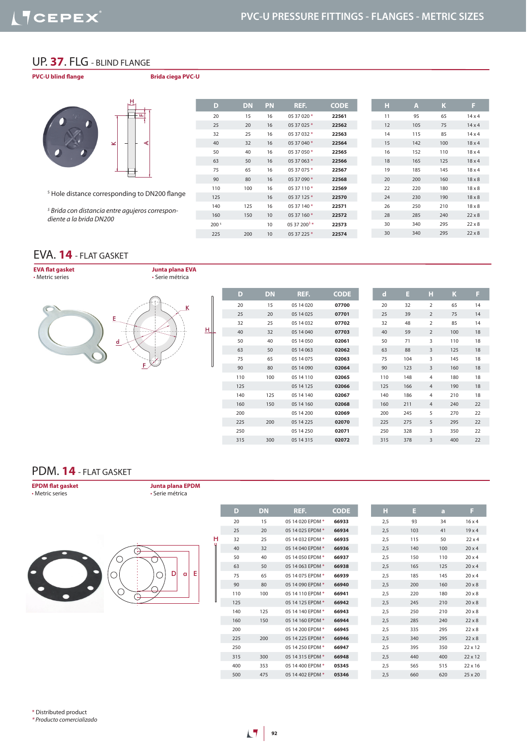## UP. 37. FLG - BLIND FLANGE

**PVC-U blind flange** | **Brida ciega PVC-U**

[5] Hole distance corresponding to DN200 flange

*[5] Brida con distancia entre agujeros correspondiente a la brida DN200*

| D | DN | PN | REF. | CODE | H | A | K | F |
|---|---|---|---|---|---|---|---|---|
| 20 | 15 | 16 | 05 37 020 * | **22561** | 11 | 95 | 65 | 14 x 4 |
| 25 | 20 | 16 | 05 37 025 * | **22562** | 12 | 105 | 75 | 14 x 4 |
| 32 | 25 | 16 | 05 37 032 * | **22563** | 14 | 115 | 85 | 14 x 4 |
| 40 | 32 | 16 | 05 37 040 * | **22564** | 15 | 142 | 100 | 18 x 4 |
| 50 | 40 | 16 | 05 37 050 * | **22565** | 16 | 152 | 110 | 18 x 4 |
| 63 | 50 | 16 | 05 37 063 * | **22566** | 18 | 165 | 125 | 18 x 4 |
| 75 | 65 | 16 | 05 37 075 * | **22567** | 19 | 185 | 145 | 18 x 4 |
| 90 | 80 | 16 | 05 37 090 * | **22568** | 20 | 200 | 160 | 18 x 8 |
| 110 | 100 | 16 | 05 37 110 * | **22569** | 22 | 220 | 180 | 18 x 8 |
| 125 | | 16 | 05 37 125 * | **22570** | 24 | 230 | 190 | 18 x 8 |
| 140 | 125 | 16 | 05 37 140 * | **22571** | 26 | 250 | 210 | 18 x 8 |
| 160 | 150 | 10 | 05 37 160 * | **22572** | 28 | 285 | 240 | 22 x 8 |
| 200 [5] | | 10 | 05 37 200[5] * | **22573** | 30 | 340 | 295 | 22 x 8 |
| 225 | 200 | 10 | 05 37 225 * | **22574** | 30 | 340 | 295 | 22 x 8 |

## EVA. 14 - FLAT GASKET

**EVA flat gasket**
- Metric series

**Junta plana EVA**
- Serie métrica

| D | DN | REF. | CODE | d | E | H | K | F |
|---|---|---|---|---|---|---|---|---|
| 20 | 15 | 05 14 020 | **07700** | 20 | 32 | 2 | 65 | 14 |
| 25 | 20 | 05 14 025 | **07701** | 25 | 39 | 2 | 75 | 14 |
| 32 | 25 | 05 14 032 | **07702** | 32 | 48 | 2 | 85 | 14 |
| 40 | 32 | 05 14 040 | **07703** | 40 | 59 | 2 | 100 | 18 |
| 50 | 40 | 05 14 050 | **02061** | 50 | 71 | 3 | 110 | 18 |
| 63 | 50 | 05 14 063 | **02062** | 63 | 88 | 3 | 125 | 18 |
| 75 | 65 | 05 14 075 | **02063** | 75 | 104 | 3 | 145 | 18 |
| 90 | 80 | 05 14 090 | **02064** | 90 | 123 | 3 | 160 | 18 |
| 110 | 100 | 05 14 110 | **02065** | 110 | 148 | 4 | 180 | 18 |
| 125 | | 05 14 125 | **02066** | 125 | 166 | 4 | 190 | 18 |
| 140 | 125 | 05 14 140 | **02067** | 140 | 186 | 4 | 210 | 18 |
| 160 | 150 | 05 14 160 | **02068** | 160 | 211 | 4 | 240 | 22 |
| 200 | | 05 14 200 | **02069** | 200 | 245 | 5 | 270 | 22 |
| 225 | 200 | 05 14 225 | **02070** | 225 | 275 | 5 | 295 | 22 |
| 250 | | 05 14 250 | **02071** | 250 | 328 | 3 | 350 | 22 |
| 315 | 300 | 05 14 315 | **02072** | 315 | 378 | 3 | 400 | 22 |

## PDM. 14 - FLAT GASKET

**EPDM flat gasket**
- Metric series

**Junta plana EPDM**
- Serie métrica

| D | DN | REF. | CODE | H | E | a | F |
|---|---|---|---|---|---|---|---|
| 20 | 15 | 05 14 020 EPDM * | **66933** | 2,5 | 93 | 34 | 16 x 4 |
| 25 | 20 | 05 14 025 EPDM * | **66934** | 2,5 | 103 | 41 | 19 x 4 |
| 32 | 25 | 05 14 032 EPDM * | **66935** | 2,5 | 115 | 50 | 22 x 4 |
| 40 | 32 | 05 14 040 EPDM * | **66936** | 2,5 | 140 | 100 | 20 x 4 |
| 50 | 40 | 05 14 050 EPDM * | **66937** | 2,5 | 150 | 110 | 20 x 4 |
| 63 | 50 | 05 14 063 EPDM * | **66938** | 2,5 | 165 | 125 | 20 x 4 |
| 75 | 65 | 05 14 075 EPDM * | **66939** | 2,5 | 185 | 145 | 20 x 4 |
| 90 | 80 | 05 14 090 EPDM * | **66940** | 2,5 | 200 | 160 | 20 x 8 |
| 110 | 100 | 05 14 110 EPDM * | **66941** | 2,5 | 220 | 180 | 20 x 8 |
| 125 | | 05 14 125 EPDM * | **66942** | 2,5 | 245 | 210 | 20 x 8 |
| 140 | 125 | 05 14 140 EPDM * | **66943** | 2,5 | 250 | 210 | 20 x 8 |
| 160 | 150 | 05 14 160 EPDM * | **66944** | 2,5 | 285 | 240 | 22 x 8 |
| 200 | | 05 14 200 EPDM * | **66945** | 2,5 | 335 | 295 | 22 x 8 |
| 225 | 200 | 05 14 225 EPDM * | **66946** | 2,5 | 340 | 295 | 22 x 8 |
| 250 | | 05 14 250 EPDM * | **66947** | 2,5 | 395 | 350 | 22 x 12 |
| 315 | 300 | 05 14 315 EPDM * | **66948** | 2,5 | 440 | 400 | 22 x 12 |
| 400 | 353 | 05 14 400 EPDM * | **05345** | 2,5 | 565 | 515 | 22 x 16 |
| 500 | 475 | 05 14 402 EPDM * | **05346** | 2,5 | 660 | 620 | 25 x 20 |

\* Distributed product

*\* Producto comercializado*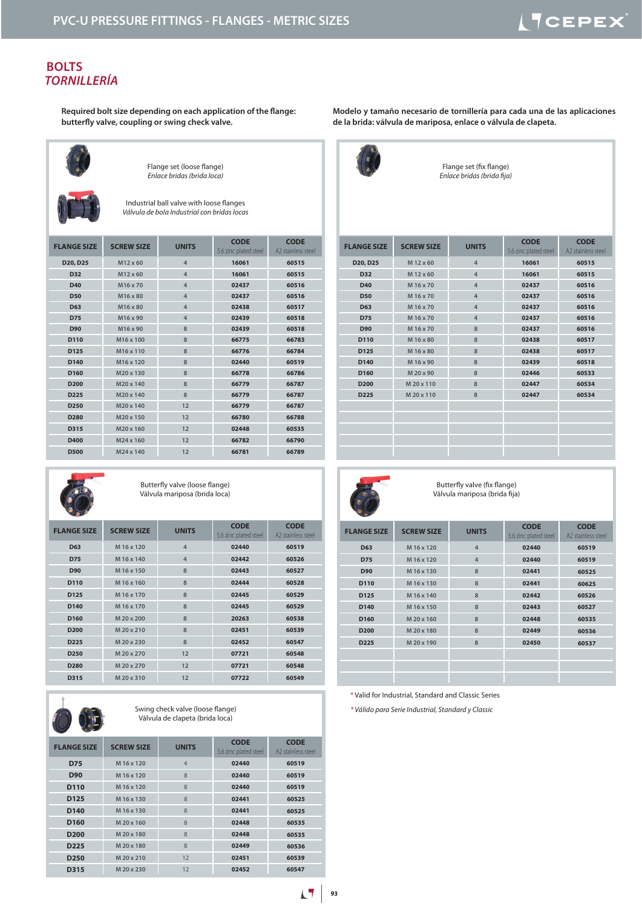## BOLTS
### *TORNILLERÍA*

**Required bolt size depending on each application of the flange: butterfly valve, coupling or swing check valve.**

**Modelo y tamaño necesario de tornillería para cada una de las aplicaciones de la brida: válvula de mariposa, enlace o válvula de clapeta.**

Flange set (loose flange)
*Enlace bridas (brida loca)*

Industrial ball valve with loose flanges
*Válvula de bola Industrial con bridas locas*

| FLANGE SIZE | SCREW SIZE | UNITS | CODE 5.6 zinc plated steel | CODE A2 stainless steel |
|---|---|---|---|---|
| D20, D25 | M12 x 60 | 4 | 16061 | 60515 |
| D32 | M12 x 60 | 4 | 16061 | 60515 |
| D40 | M16 x 70 | 4 | 02437 | 60516 |
| D50 | M16 x 80 | 4 | 02437 | 60516 |
| D63 | M16 x 80 | 4 | 02438 | 60517 |
| D75 | M16 x 90 | 4 | 02439 | 60518 |
| D90 | M16 x 90 | 8 | 02439 | 60518 |
| D110 | M16 x 100 | 8 | 66775 | 66783 |
| D125 | M16 x 110 | 8 | 66776 | 66784 |
| D140 | M16 x 120 | 8 | 02440 | 60519 |
| D160 | M20 x 130 | 8 | 66778 | 66786 |
| D200 | M20 x 140 | 8 | 66779 | 66787 |
| D225 | M20 x 140 | 8 | 66779 | 66787 |
| D250 | M20 x 140 | 12 | 66779 | 66787 |
| D280 | M20 x 150 | 12 | 66780 | 66788 |
| D315 | M20 x 160 | 12 | 02448 | 60535 |
| D400 | M24 x 160 | 12 | 66782 | 66790 |
| D500 | M24 x 140 | 12 | 66781 | 66789 |

Flange set (fix flange)
*Enlace bridas (brida fija)*

| FLANGE SIZE | SCREW SIZE | UNITS | CODE 5.6 zinc plated steel | CODE A2 stainless steel |
|---|---|---|---|---|
| D20, D25 | M 12 x 60 | 4 | 16061 | 60515 |
| D32 | M 12 x 60 | 4 | 16061 | 60515 |
| D40 | M 16 x 70 | 4 | 02437 | 60516 |
| D50 | M 16 x 70 | 4 | 02437 | 60516 |
| D63 | M 16 x 70 | 4 | 02437 | 60516 |
| D75 | M 16 x 70 | 4 | 02437 | 60516 |
| D90 | M 16 x 70 | 8 | 02437 | 60516 |
| D110 | M 16 x 80 | 8 | 02438 | 60517 |
| D125 | M 16 x 80 | 8 | 02438 | 60517 |
| D140 | M 16 x 90 | 8 | 02439 | 60518 |
| D160 | M 20 x 90 | 8 | 02446 | 60533 |
| D200 | M 20 x 110 | 8 | 02447 | 60534 |
| D225 | M 20 x 110 | 8 | 02447 | 60534 |

Butterfly valve (loose flange)
Válvula mariposa (brida loca)

| FLANGE SIZE | SCREW SIZE | UNITS | CODE 5.6 zinc plated steel | CODE A2 stainless steel |
|---|---|---|---|---|
| D63 | M 16 x 120 | 4 | 02440 | 60519 |
| D75 | M 16 x 140 | 4 | 02442 | 60526 |
| D90 | M 16 x 150 | 8 | 02443 | 60527 |
| D110 | M 16 x 160 | 8 | 02444 | 60528 |
| D125 | M 16 x 170 | 8 | 02445 | 60529 |
| D140 | M 16 x 170 | 8 | 02445 | 60529 |
| D160 | M 20 x 200 | 8 | 20263 | 60538 |
| D200 | M 20 x 210 | 8 | 02451 | 60539 |
| D225 | M 20 x 230 | 8 | 02452 | 60547 |
| D250 | M 20 x 270 | 12 | 07721 | 60548 |
| D280 | M 20 x 270 | 12 | 07721 | 60548 |
| D315 | M 20 x 310 | 12 | 07722 | 60549 |

Butterfly valve (fix flange)
Válvula mariposa (brida fija)

| FLANGE SIZE | SCREW SIZE | UNITS | CODE 5.6 zinc plated steel | CODE A2 stainless steel |
|---|---|---|---|---|
| D63 | M 16 x 120 | 4 | 02440 | 60519 |
| D75 | M 16 x 120 | 4 | 02440 | 60519 |
| D90 | M 16 x 130 | 8 | 02441 | 60525 |
| D110 | M 16 x 130 | 8 | 02441 | 60625 |
| D125 | M 16 x 140 | 8 | 02442 | 60526 |
| D140 | M 16 x 150 | 8 | 02443 | 60527 |
| D160 | M 20 x 160 | 8 | 02448 | 60535 |
| D200 | M 20 x 180 | 8 | 02449 | 60536 |
| D225 | M 20 x 190 | 8 | 02450 | 60537 |

\* Valid for Industrial, Standard and Classic Series

\* *Válido para Serie Industrial, Standard y Classic*

Swing check valve (loose flange)
Válvula de clapeta (brida loca)

| FLANGE SIZE | SCREW SIZE | UNITS | CODE 5.6 zinc plated steel | CODE A2 stainless steel |
|---|---|---|---|---|
| D75 | M 16 x 120 | 4 | 02440 | 60519 |
| D90 | M 16 x 120 | 8 | 02440 | 60519 |
| D110 | M 16 x 120 | 8 | 02440 | 60519 |
| D125 | M 16 x 130 | 8 | 02441 | 60525 |
| D140 | M 16 x 130 | 8 | 02441 | 60525 |
| D160 | M 20 x 160 | 8 | 02448 | 60535 |
| D200 | M 20 x 180 | 8 | 02448 | 60535 |
| D225 | M 20 x 180 | 8 | 02449 | 60536 |
| D250 | M 20 x 210 | 12 | 02451 | 60539 |
| D315 | M 20 x 230 | 12 | 02452 | 60547 |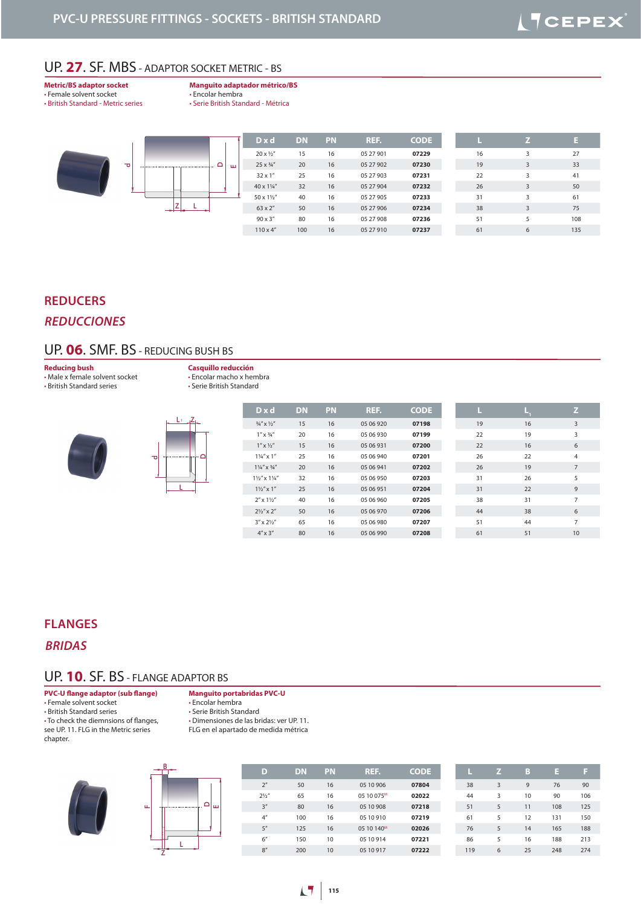## UP. 27. SF. MBS - ADAPTOR SOCKET METRIC - BS

**Metric/BS adaptor socket**
- Female solvent socket
- British Standard - Metric series

**Manguito adaptador métrico/BS**
- Encolar hembra
- Serie British Standard - Métrica

| D x d | DN | PN | REF. | CODE | L | Z | E |
|---|---|---|---|---|---|---|---|
| 20 x ½" | 15 | 16 | 05 27 901 | **07229** | 16 | 3 | 27 |
| 25 x ¾" | 20 | 16 | 05 27 902 | **07230** | 19 | 3 | 33 |
| 32 x 1" | 25 | 16 | 05 27 903 | **07231** | 22 | 3 | 41 |
| 40 x 1¼" | 32 | 16 | 05 27 904 | **07232** | 26 | 3 | 50 |
| 50 x 1½" | 40 | 16 | 05 27 905 | **07233** | 31 | 3 | 61 |
| 63 x 2" | 50 | 16 | 05 27 906 | **07234** | 38 | 3 | 75 |
| 90 x 3" | 80 | 16 | 05 27 908 | **07236** | 51 | 5 | 108 |
| 110 x 4" | 100 | 16 | 05 27 910 | **07237** | 61 | 6 | 135 |

# REDUCERS

# *REDUCCIONES*

## UP. 06. SMF. BS - REDUCING BUSH BS

**Reducing bush**
- Male x female solvent socket
- British Standard series

**Casquillo reducción**
- Encolar macho x hembra
- Serie British Standard

| D x d | DN | PN | REF. | CODE | L | $L_1$ | Z |
|---|---|---|---|---|---|---|---|
| ¾" x ½" | 15 | 16 | 05 06 920 | **07198** | 19 | 16 | 3 |
| 1" x ¾" | 20 | 16 | 05 06 930 | **07199** | 22 | 19 | 3 |
| 1" x ½" | 15 | 16 | 05 06 931 | **07200** | 22 | 16 | 6 |
| 1¼" x 1" | 25 | 16 | 05 06 940 | **07201** | 26 | 22 | 4 |
| 1¼" x ¾" | 20 | 16 | 05 06 941 | **07202** | 26 | 19 | 7 |
| 1½" x 1¼" | 32 | 16 | 05 06 950 | **07203** | 31 | 26 | 5 |
| 1½" x 1" | 25 | 16 | 05 06 951 | **07204** | 31 | 22 | 9 |
| 2" x 1½" | 40 | 16 | 05 06 960 | **07205** | 38 | 31 | 7 |
| 2½" x 2" | 50 | 16 | 05 06 970 | **07206** | 44 | 38 | 6 |
| 3" x 2½" | 65 | 16 | 05 06 980 | **07207** | 51 | 44 | 7 |
| 4" x 3" | 80 | 16 | 05 06 990 | **07208** | 61 | 51 | 10 |

# FLANGES

# *BRIDAS*

## UP. 10. SF. BS - FLANGE ADAPTOR BS

**PVC-U flange adaptor (sub flange)**
- Female solvent socket
- British Standard series
- To check the diemnsions of flanges, see UP. 11. FLG in the Metric series chapter.

**Manguito portabridas PVC-U**
- Encolar hembra
- Serie British Standard
- Dimensiones de las bridas: ver UP. 11. FLG en el apartado de medida métrica

| D | DN | PN | REF. | CODE | L | Z | B | E | F |
|---|---|---|---|---|---|---|---|---|---|
| 2" | 50 | 16 | 05 10 906 | **07804** | 38 | 3 | 9 | 76 | 90 |
| 2½" | 65 | 16 | 05 10 075[M] | **02022** | 44 | 3 | 10 | 90 | 106 |
| 3" | 80 | 16 | 05 10 908 | **07218** | 51 | 5 | 11 | 108 | 125 |
| 4" | 100 | 16 | 05 10 910 | **07219** | 61 | 5 | 12 | 131 | 150 |
| 5" | 125 | 16 | 05 10 140[M] | **02026** | 76 | 5 | 14 | 165 | 188 |
| 6" | 150 | 10 | 05 10 914 | **07221** | 86 | 5 | 16 | 188 | 213 |
| 8" | 200 | 10 | 05 10 917 | **07222** | 119 | 6 | 25 | 248 | 274 |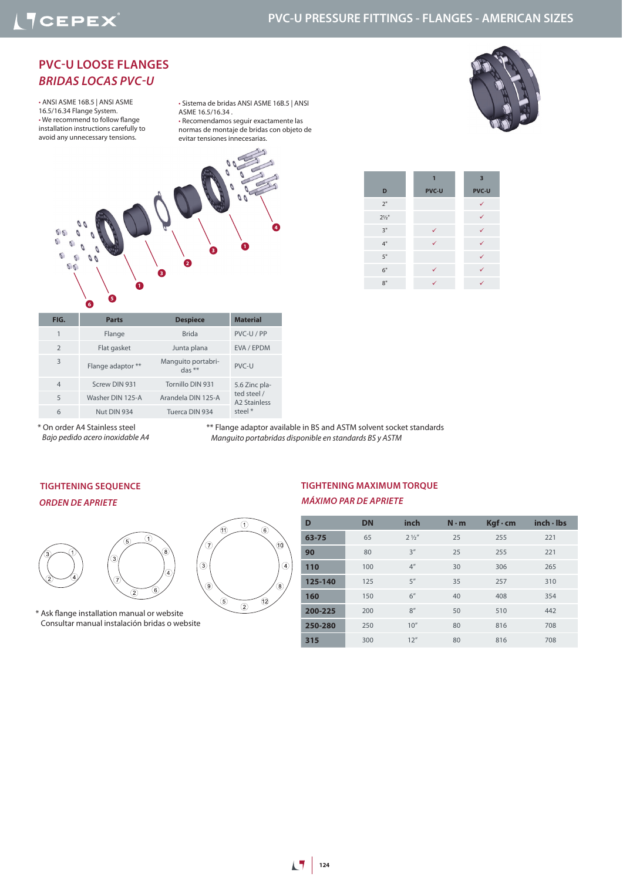# PVC-U LOOSE FLANGES

## *BRIDAS LOCAS PVC-U*

- ANSI ASME 16B.5 | ANSI ASME 16.5/16.34 Flange System.
- We recommend to follow flange installation instructions carefully to avoid any unnecessary tensions.

- Sistema de bridas ANSI ASME 16B.5 | ANSI ASME 16.5/16.34 .
- Recomendamos seguir exactamente las normas de montaje de bridas con objeto de evitar tensiones innecesarias.

| D | 1 PVC-U | 3 PVC-U |
|---|---|---|
| 2" | | ✓ |
| 2½" | | ✓ |
| 3" | ✓ | ✓ |
| 4" | ✓ | ✓ |
| 5" | | ✓ |
| 6" | ✓ | ✓ |
| 8" | ✓ | ✓ |

| FIG. | Parts | Despiece | Material |
|---|---|---|---|
| 1 | Flange | Brida | PVC-U / PP |
| 2 | Flat gasket | Junta plana | EVA / EPDM |
| 3 | Flange adaptor ** | Manguito portabridas ** | PVC-U |
| 4 | Screw DIN 931 | Tornillo DIN 931 | 5.6 Zinc plated steel / A2 Stainless steel * |
| 5 | Washer DIN 125-A | Arandela DIN 125-A | |
| 6 | Nut DIN 934 | Tuerca DIN 934 | |

\* On order A4 Stainless steel
*Bajo pedido acero inoxidable A4*

\** Flange adaptor available in BS and ASTM solvent socket standards
*Manguito portabridas disponible en standards BS y ASTM*

## TIGHTENING SEQUENCE

### *ORDEN DE APRIETE*

\* Ask flange installation manual or website
Consultar manual instalación bridas o website

## TIGHTENING MAXIMUM TORQUE

### *MÁXIMO PAR DE APRIETE*

| D | DN | inch | N · m | Kgf · cm | inch · lbs |
|---|---|---|---|---|---|
| **63-75** | 65 | 2 ½" | 25 | 255 | 221 |
| **90** | 80 | 3" | 25 | 255 | 221 |
| **110** | 100 | 4" | 30 | 306 | 265 |
| **125-140** | 125 | 5" | 35 | 257 | 310 |
| **160** | 150 | 6" | 40 | 408 | 354 |
| **200-225** | 200 | 8" | 50 | 510 | 442 |
| **250-280** | 250 | 10" | 80 | 816 | 708 |
| **315** | 300 | 12" | 80 | 816 | 708 |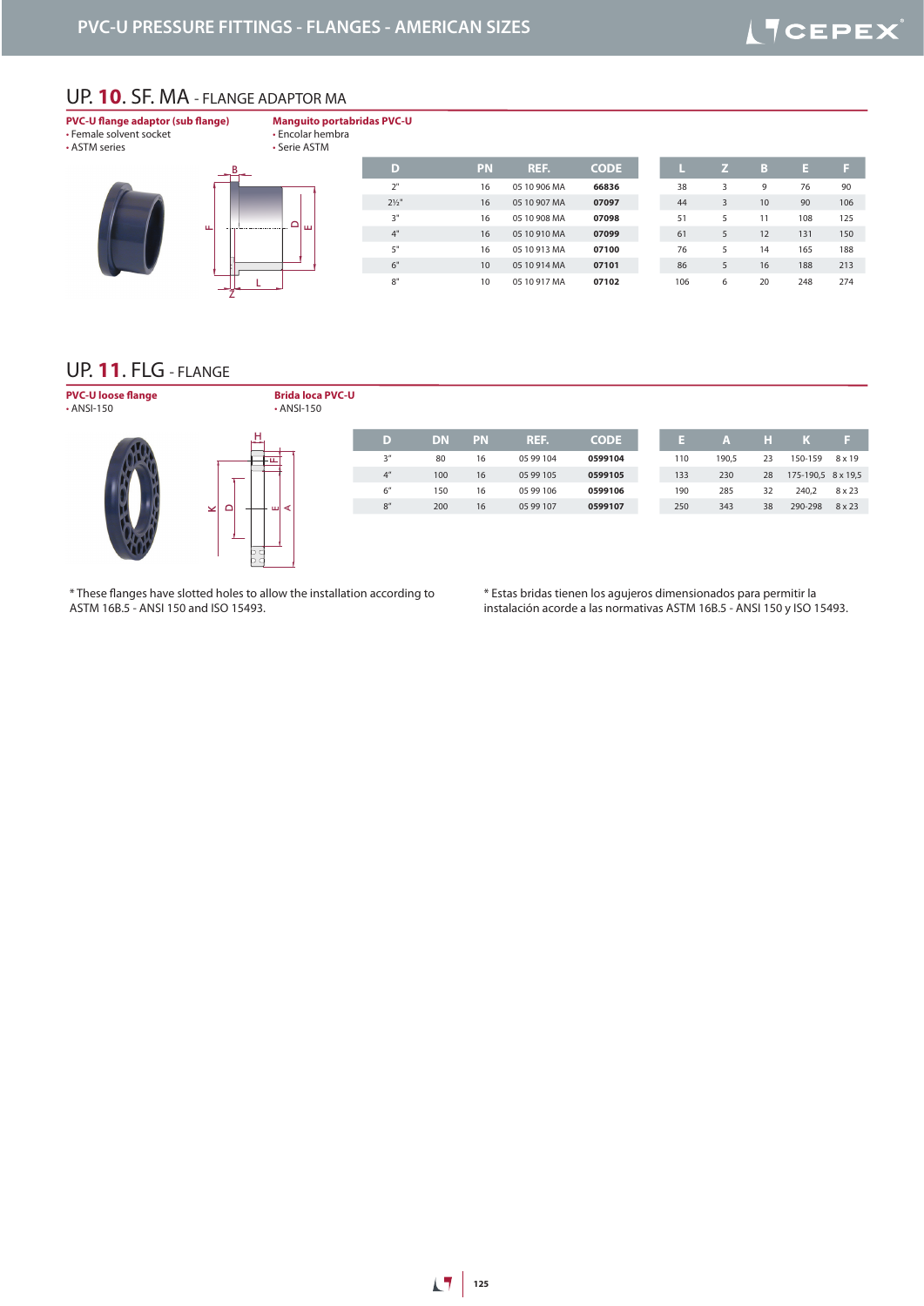# PVC-U PRESSURE FITTINGS - FLANGES - AMERICAN SIZES

## UP. **10**. SF. MA - FLANGE ADAPTOR MA

**PVC-U flange adaptor (sub flange)**
- Female solvent socket
- ASTM series

**Manguito portabridas PVC-U**
- Encolar hembra
- Serie ASTM

| D | PN | REF. | CODE | L | Z | B | E | F |
|---|---|---|---|---|---|---|---|---|
| 2" | 16 | 05 10 906 MA | **66836** | 38 | 3 | 9 | 76 | 90 |
| 2½" | 16 | 05 10 907 MA | **07097** | 44 | 3 | 10 | 90 | 106 |
| 3" | 16 | 05 10 908 MA | **07098** | 51 | 5 | 11 | 108 | 125 |
| 4" | 16 | 05 10 910 MA | **07099** | 61 | 5 | 12 | 131 | 150 |
| 5" | 16 | 05 10 913 MA | **07100** | 76 | 5 | 14 | 165 | 188 |
| 6" | 10 | 05 10 914 MA | **07101** | 86 | 5 | 16 | 188 | 213 |
| 8" | 10 | 05 10 917 MA | **07102** | 106 | 6 | 20 | 248 | 274 |

## UP. **11**. FLG - FLANGE

**PVC-U loose flange**
- ANSI-150

**Brida loca PVC-U**
- ANSI-150

| D | DN | PN | REF. | CODE | E | A | H | K | F |
|---|---|---|---|---|---|---|---|---|---|
| 3" | 80 | 16 | 05 99 104 | **0599104** | 110 | 190,5 | 23 | 150-159 | 8 x 19 |
| 4" | 100 | 16 | 05 99 105 | **0599105** | 133 | 230 | 28 | 175-190,5 | 8 x 19,5 |
| 6" | 150 | 16 | 05 99 106 | **0599106** | 190 | 285 | 32 | 240,2 | 8 x 23 |
| 8" | 200 | 16 | 05 99 107 | **0599107** | 250 | 343 | 38 | 290-298 | 8 x 23 |

* These flanges have slotted holes to allow the installation according to ASTM 16B.5 - ANSI 150 and ISO 15493.

* Estas bridas tienen los agujeros dimensionados para permitir la instalación acorde a las normativas ASTM 16B.5 - ANSI 150 y ISO 15493.